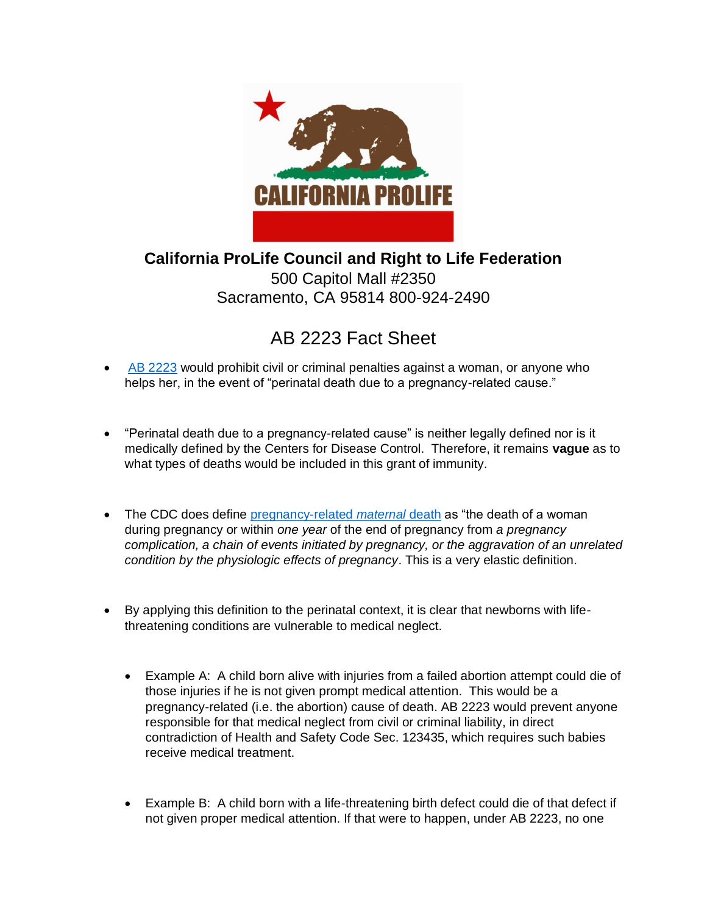CALIFORNIA PROLIFE

**California ProLife Council and Right to Life Federation**
500 Capitol Mall #2350
Sacramento, CA 95814 800-924-2490

# AB 2223 Fact Sheet

- AB 2223 would prohibit civil or criminal penalties against a woman, or anyone who helps her, in the event of "perinatal death due to a pregnancy-related cause."

- "Perinatal death due to a pregnancy-related cause" is neither legally defined nor is it medically defined by the Centers for Disease Control. Therefore, it remains **vague** as to what types of deaths would be included in this grant of immunity.

- The CDC does define pregnancy-related *maternal* death as "the death of a woman during pregnancy or within *one year* of the end of pregnancy from *a pregnancy complication, a chain of events initiated by pregnancy, or the aggravation of an unrelated condition by the physiologic effects of pregnancy*. This is a very elastic definition.

- By applying this definition to the perinatal context, it is clear that newborns with life-threatening conditions are vulnerable to medical neglect.

  - Example A: A child born alive with injuries from a failed abortion attempt could die of those injuries if he is not given prompt medical attention. This would be a pregnancy-related (i.e. the abortion) cause of death. AB 2223 would prevent anyone responsible for that medical neglect from civil or criminal liability, in direct contradiction of Health and Safety Code Sec. 123435, which requires such babies receive medical treatment.

  - Example B: A child born with a life-threatening birth defect could die of that defect if not given proper medical attention. If that were to happen, under AB 2223, no one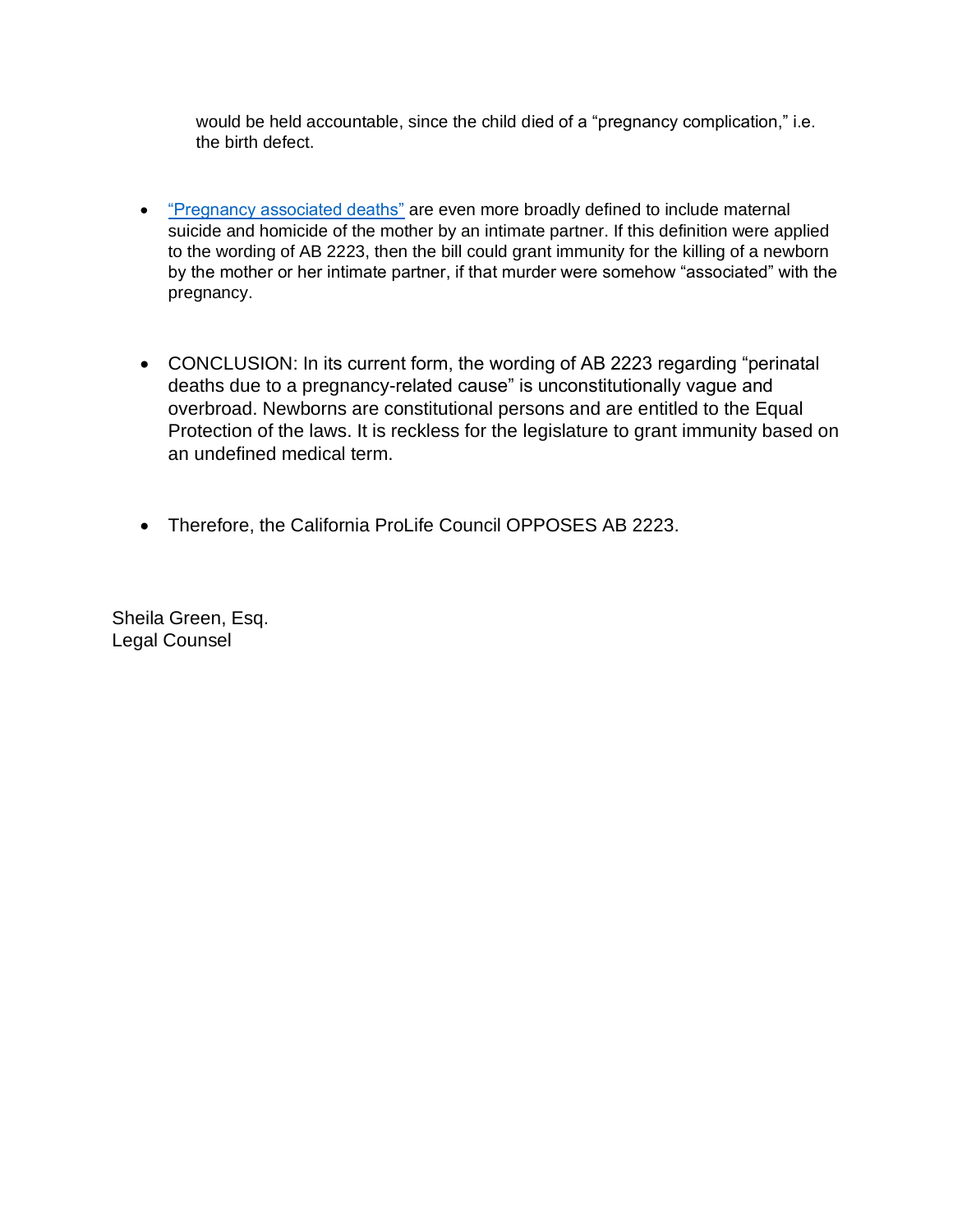would be held accountable, since the child died of a "pregnancy complication," i.e. the birth defect.

- "Pregnancy associated deaths" are even more broadly defined to include maternal suicide and homicide of the mother by an intimate partner. If this definition were applied to the wording of AB 2223, then the bill could grant immunity for the killing of a newborn by the mother or her intimate partner, if that murder were somehow "associated" with the pregnancy.

- CONCLUSION: In its current form, the wording of AB 2223 regarding "perinatal deaths due to a pregnancy-related cause" is unconstitutionally vague and overbroad. Newborns are constitutional persons and are entitled to the Equal Protection of the laws. It is reckless for the legislature to grant immunity based on an undefined medical term.

- Therefore, the California ProLife Council OPPOSES AB 2223.

Sheila Green, Esq.
Legal Counsel